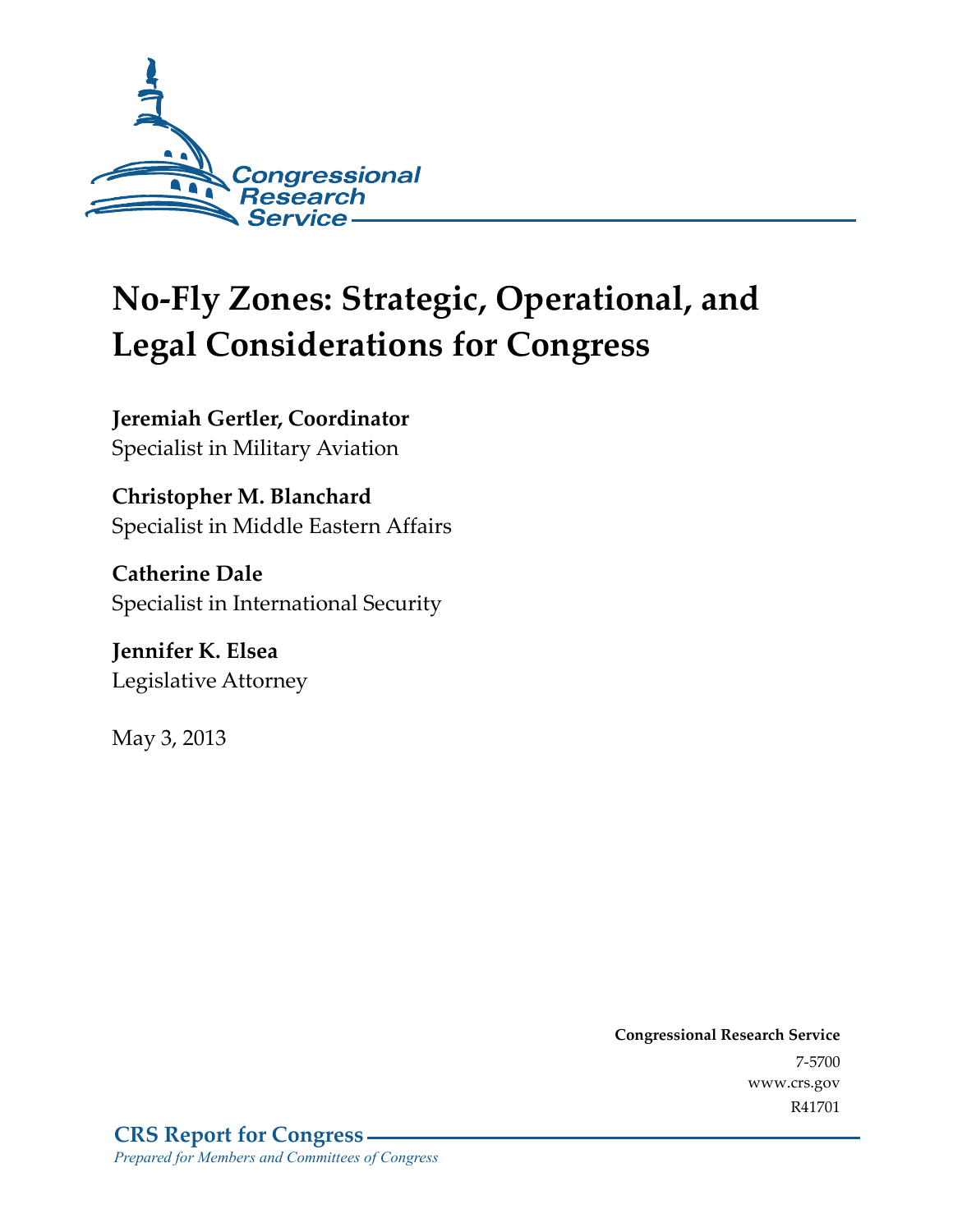Congressional Research Service

# No-Fly Zones: Strategic, Operational, and Legal Considerations for Congress

**Jeremiah Gertler, Coordinator**
Specialist in Military Aviation

**Christopher M. Blanchard**
Specialist in Middle Eastern Affairs

**Catherine Dale**
Specialist in International Security

**Jennifer K. Elsea**
Legislative Attorney

May 3, 2013

**Congressional Research Service**
7-5700
www.crs.gov
R41701

**CRS Report for Congress**
*Prepared for Members and Committees of Congress*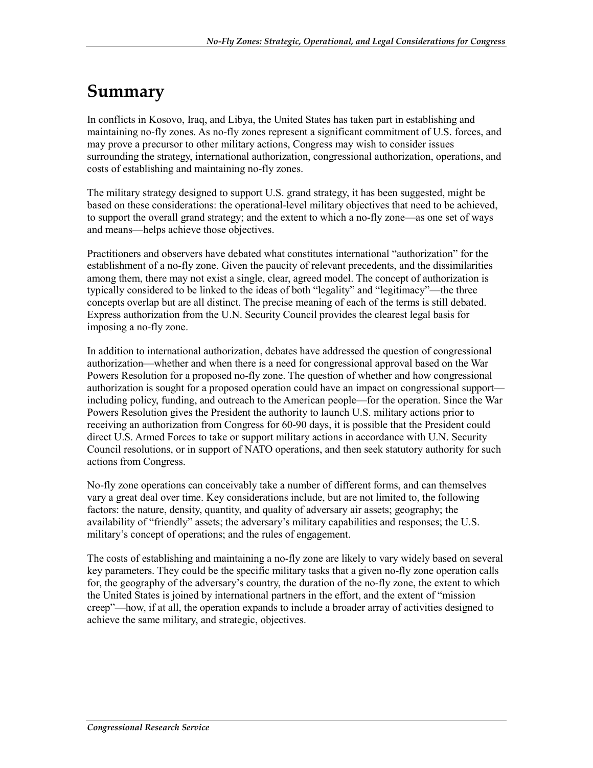# Summary

In conflicts in Kosovo, Iraq, and Libya, the United States has taken part in establishing and maintaining no-fly zones. As no-fly zones represent a significant commitment of U.S. forces, and may prove a precursor to other military actions, Congress may wish to consider issues surrounding the strategy, international authorization, congressional authorization, operations, and costs of establishing and maintaining no-fly zones.

The military strategy designed to support U.S. grand strategy, it has been suggested, might be based on these considerations: the operational-level military objectives that need to be achieved, to support the overall grand strategy; and the extent to which a no-fly zone—as one set of ways and means—helps achieve those objectives.

Practitioners and observers have debated what constitutes international "authorization" for the establishment of a no-fly zone. Given the paucity of relevant precedents, and the dissimilarities among them, there may not exist a single, clear, agreed model. The concept of authorization is typically considered to be linked to the ideas of both "legality" and "legitimacy"—the three concepts overlap but are all distinct. The precise meaning of each of the terms is still debated. Express authorization from the U.N. Security Council provides the clearest legal basis for imposing a no-fly zone.

In addition to international authorization, debates have addressed the question of congressional authorization—whether and when there is a need for congressional approval based on the War Powers Resolution for a proposed no-fly zone. The question of whether and how congressional authorization is sought for a proposed operation could have an impact on congressional support—including policy, funding, and outreach to the American people—for the operation. Since the War Powers Resolution gives the President the authority to launch U.S. military actions prior to receiving an authorization from Congress for 60-90 days, it is possible that the President could direct U.S. Armed Forces to take or support military actions in accordance with U.N. Security Council resolutions, or in support of NATO operations, and then seek statutory authority for such actions from Congress.

No-fly zone operations can conceivably take a number of different forms, and can themselves vary a great deal over time. Key considerations include, but are not limited to, the following factors: the nature, density, quantity, and quality of adversary air assets; geography; the availability of "friendly" assets; the adversary's military capabilities and responses; the U.S. military's concept of operations; and the rules of engagement.

The costs of establishing and maintaining a no-fly zone are likely to vary widely based on several key parameters. They could be the specific military tasks that a given no-fly zone operation calls for, the geography of the adversary's country, the duration of the no-fly zone, the extent to which the United States is joined by international partners in the effort, and the extent of "mission creep"—how, if at all, the operation expands to include a broader array of activities designed to achieve the same military, and strategic, objectives.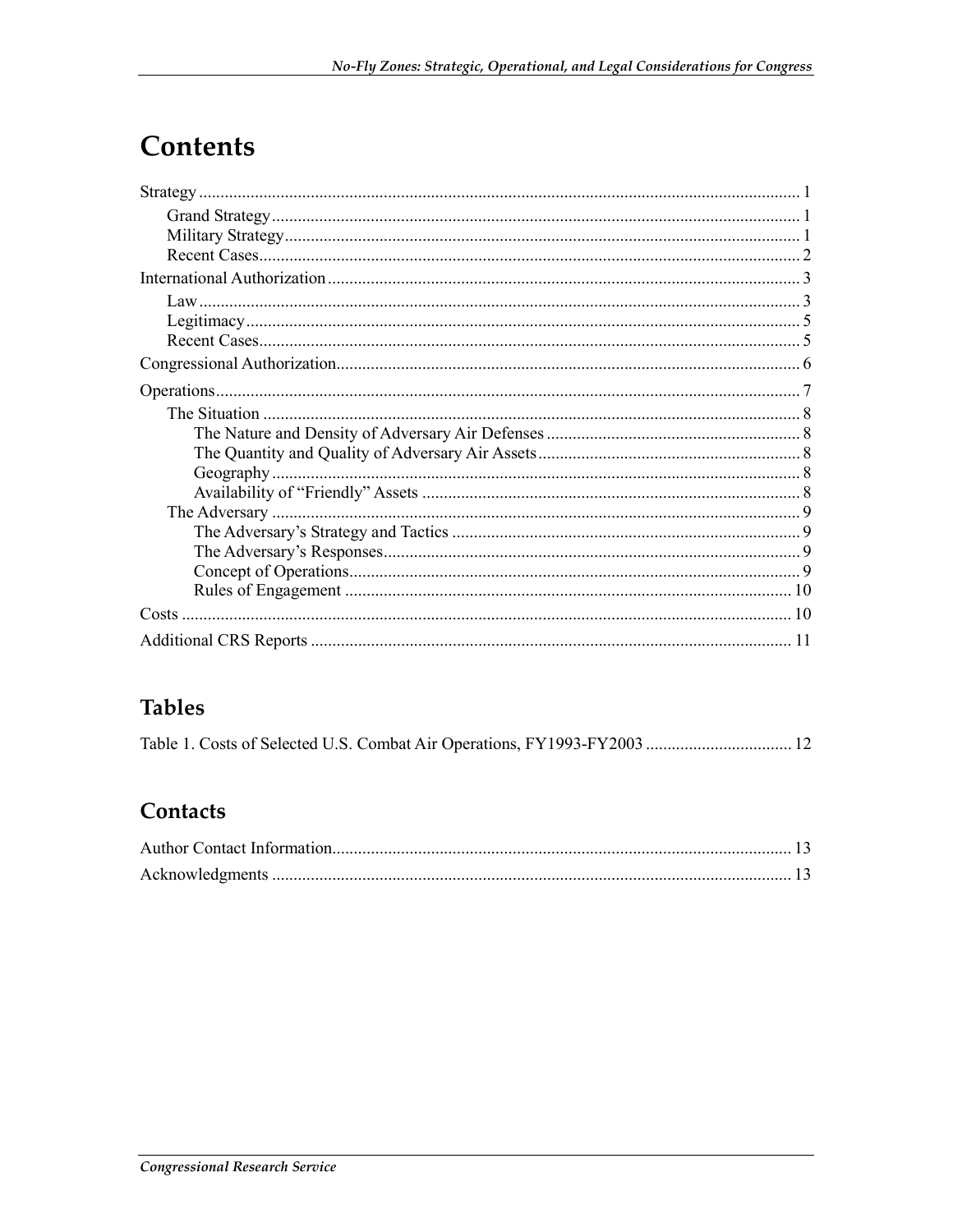# Contents

Strategy .......... 1
  Grand Strategy .......... 1
  Military Strategy .......... 1
  Recent Cases .......... 2
International Authorization .......... 3
  Law .......... 3
  Legitimacy .......... 5
  Recent Cases .......... 5
Congressional Authorization .......... 6
Operations .......... 7
  The Situation .......... 8
    The Nature and Density of Adversary Air Defenses .......... 8
    The Quantity and Quality of Adversary Air Assets .......... 8
    Geography .......... 8
    Availability of "Friendly" Assets .......... 8
  The Adversary .......... 9
    The Adversary's Strategy and Tactics .......... 9
    The Adversary's Responses .......... 9
    Concept of Operations .......... 9
    Rules of Engagement .......... 10
Costs .......... 10
Additional CRS Reports .......... 11

## Tables

Table 1. Costs of Selected U.S. Combat Air Operations, FY1993-FY2003 .......... 12

## Contacts

Author Contact Information .......... 13
Acknowledgments .......... 13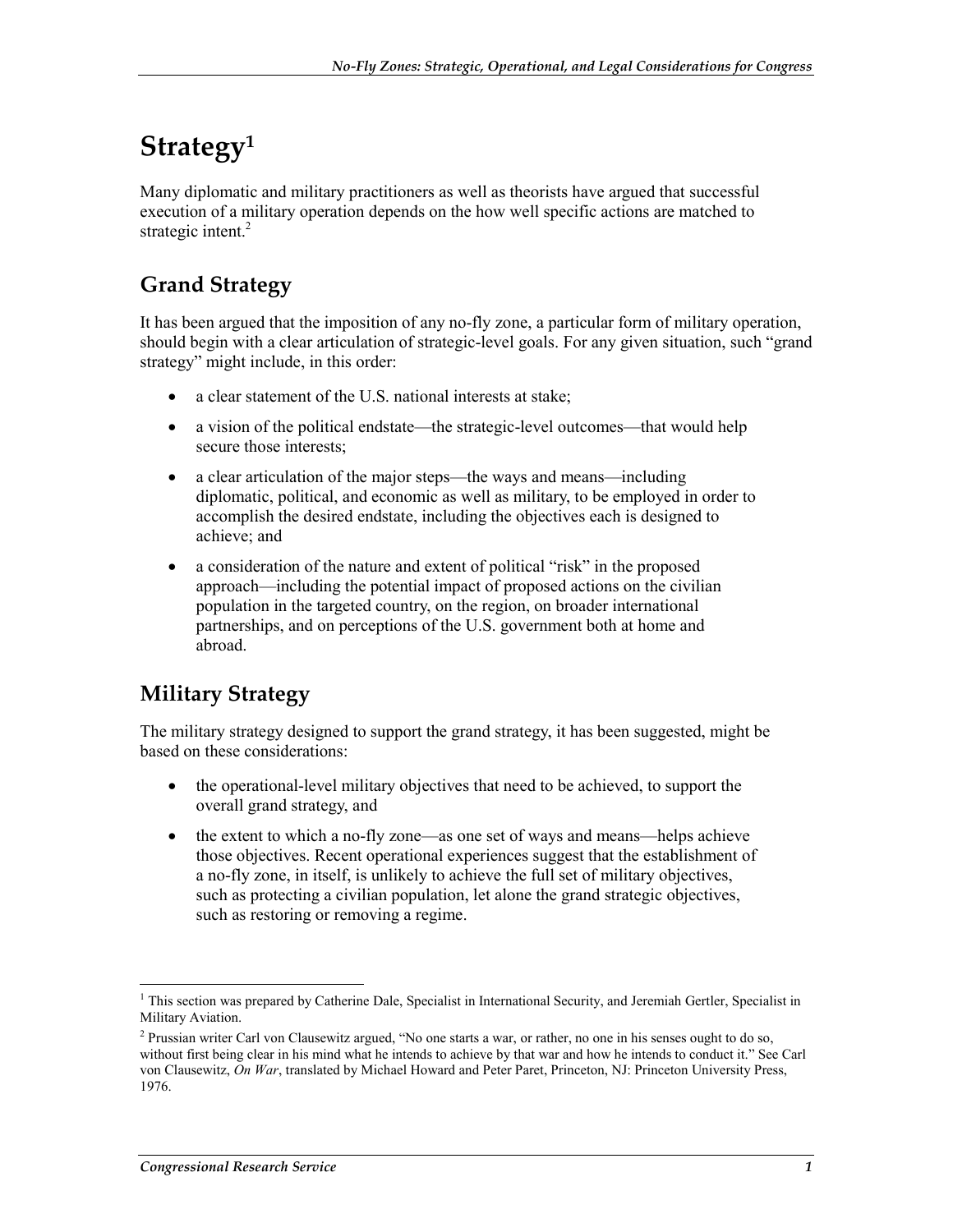# Strategy[1]

Many diplomatic and military practitioners as well as theorists have argued that successful execution of a military operation depends on the how well specific actions are matched to strategic intent.[2]

## Grand Strategy

It has been argued that the imposition of any no-fly zone, a particular form of military operation, should begin with a clear articulation of strategic-level goals. For any given situation, such "grand strategy" might include, in this order:

- a clear statement of the U.S. national interests at stake;
- a vision of the political endstate—the strategic-level outcomes—that would help secure those interests;
- a clear articulation of the major steps—the ways and means—including diplomatic, political, and economic as well as military, to be employed in order to accomplish the desired endstate, including the objectives each is designed to achieve; and
- a consideration of the nature and extent of political "risk" in the proposed approach—including the potential impact of proposed actions on the civilian population in the targeted country, on the region, on broader international partnerships, and on perceptions of the U.S. government both at home and abroad.

## Military Strategy

The military strategy designed to support the grand strategy, it has been suggested, might be based on these considerations:

- the operational-level military objectives that need to be achieved, to support the overall grand strategy, and
- the extent to which a no-fly zone—as one set of ways and means—helps achieve those objectives. Recent operational experiences suggest that the establishment of a no-fly zone, in itself, is unlikely to achieve the full set of military objectives, such as protecting a civilian population, let alone the grand strategic objectives, such as restoring or removing a regime.

---

[1] This section was prepared by Catherine Dale, Specialist in International Security, and Jeremiah Gertler, Specialist in Military Aviation.

[2] Prussian writer Carl von Clausewitz argued, "No one starts a war, or rather, no one in his senses ought to do so, without first being clear in his mind what he intends to achieve by that war and how he intends to conduct it." See Carl von Clausewitz, *On War*, translated by Michael Howard and Peter Paret, Princeton, NJ: Princeton University Press, 1976.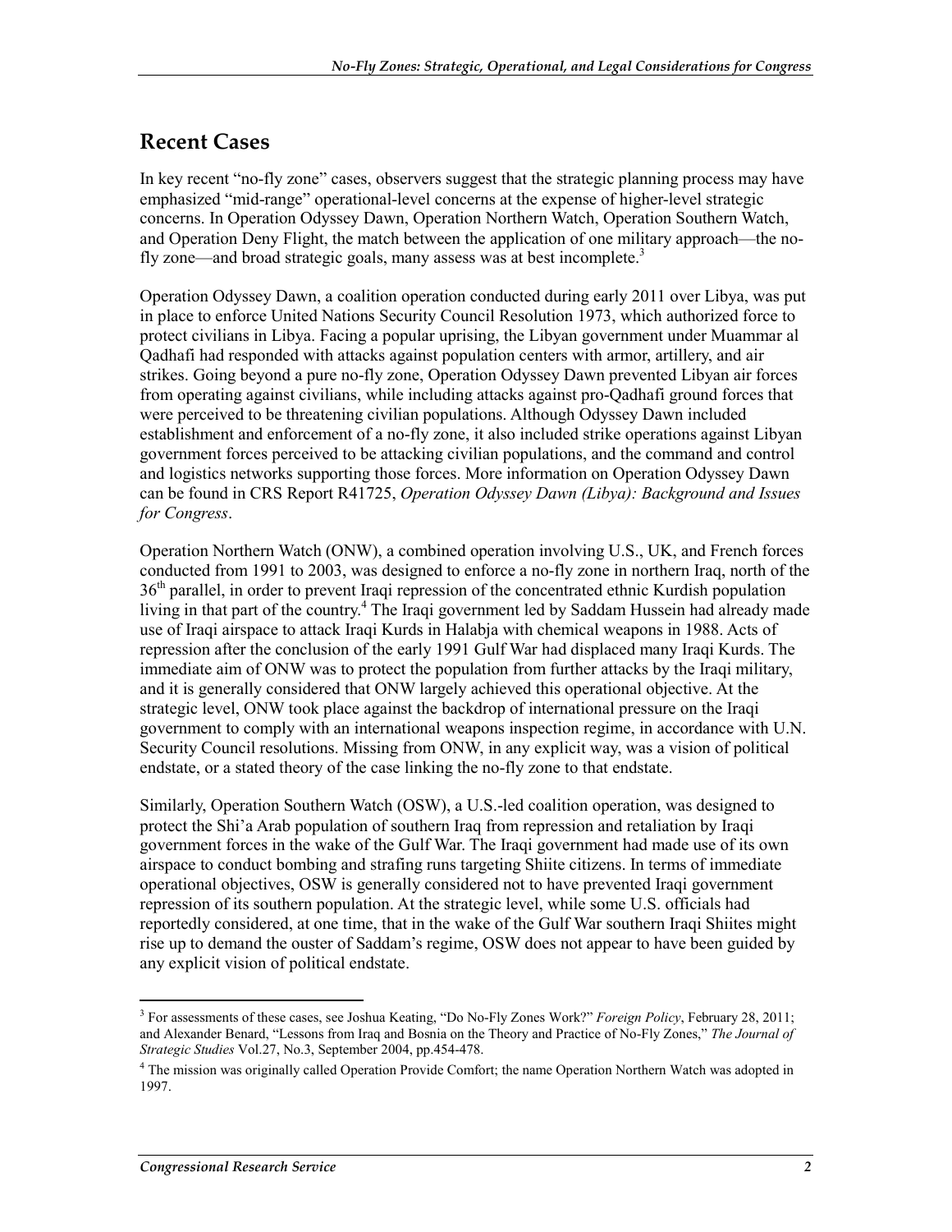## Recent Cases

In key recent "no-fly zone" cases, observers suggest that the strategic planning process may have emphasized "mid-range" operational-level concerns at the expense of higher-level strategic concerns. In Operation Odyssey Dawn, Operation Northern Watch, Operation Southern Watch, and Operation Deny Flight, the match between the application of one military approach—the no-fly zone—and broad strategic goals, many assess was at best incomplete.[3]

Operation Odyssey Dawn, a coalition operation conducted during early 2011 over Libya, was put in place to enforce United Nations Security Council Resolution 1973, which authorized force to protect civilians in Libya. Facing a popular uprising, the Libyan government under Muammar al Qadhafi had responded with attacks against population centers with armor, artillery, and air strikes. Going beyond a pure no-fly zone, Operation Odyssey Dawn prevented Libyan air forces from operating against civilians, while including attacks against pro-Qadhafi ground forces that were perceived to be threatening civilian populations. Although Odyssey Dawn included establishment and enforcement of a no-fly zone, it also included strike operations against Libyan government forces perceived to be attacking civilian populations, and the command and control and logistics networks supporting those forces. More information on Operation Odyssey Dawn can be found in CRS Report R41725, *Operation Odyssey Dawn (Libya): Background and Issues for Congress*.

Operation Northern Watch (ONW), a combined operation involving U.S., UK, and French forces conducted from 1991 to 2003, was designed to enforce a no-fly zone in northern Iraq, north of the 36th parallel, in order to prevent Iraqi repression of the concentrated ethnic Kurdish population living in that part of the country.[4] The Iraqi government led by Saddam Hussein had already made use of Iraqi airspace to attack Iraqi Kurds in Halabja with chemical weapons in 1988. Acts of repression after the conclusion of the early 1991 Gulf War had displaced many Iraqi Kurds. The immediate aim of ONW was to protect the population from further attacks by the Iraqi military, and it is generally considered that ONW largely achieved this operational objective. At the strategic level, ONW took place against the backdrop of international pressure on the Iraqi government to comply with an international weapons inspection regime, in accordance with U.N. Security Council resolutions. Missing from ONW, in any explicit way, was a vision of political endstate, or a stated theory of the case linking the no-fly zone to that endstate.

Similarly, Operation Southern Watch (OSW), a U.S.-led coalition operation, was designed to protect the Shi'a Arab population of southern Iraq from repression and retaliation by Iraqi government forces in the wake of the Gulf War. The Iraqi government had made use of its own airspace to conduct bombing and strafing runs targeting Shiite citizens. In terms of immediate operational objectives, OSW is generally considered not to have prevented Iraqi government repression of its southern population. At the strategic level, while some U.S. officials had reportedly considered, at one time, that in the wake of the Gulf War southern Iraqi Shiites might rise up to demand the ouster of Saddam's regime, OSW does not appear to have been guided by any explicit vision of political endstate.

---

[3] For assessments of these cases, see Joshua Keating, "Do No-Fly Zones Work?" *Foreign Policy*, February 28, 2011; and Alexander Benard, "Lessons from Iraq and Bosnia on the Theory and Practice of No-Fly Zones," *The Journal of Strategic Studies* Vol.27, No.3, September 2004, pp.454-478.

[4] The mission was originally called Operation Provide Comfort; the name Operation Northern Watch was adopted in 1997.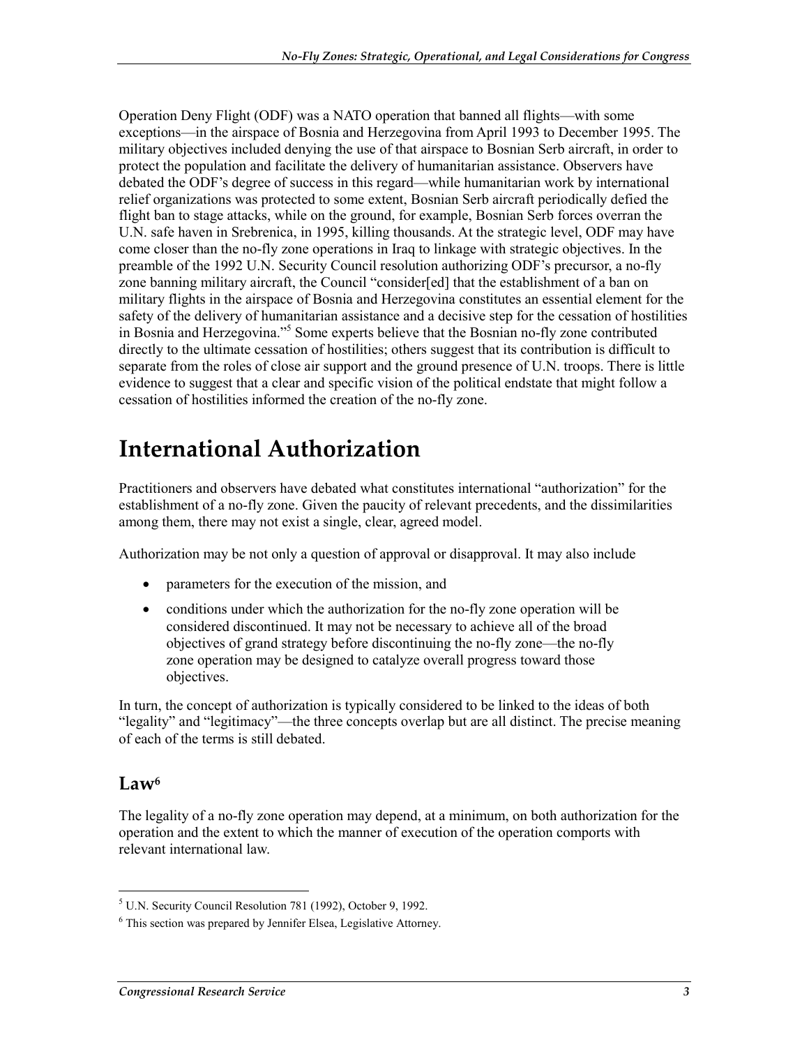Operation Deny Flight (ODF) was a NATO operation that banned all flights—with some exceptions—in the airspace of Bosnia and Herzegovina from April 1993 to December 1995. The military objectives included denying the use of that airspace to Bosnian Serb aircraft, in order to protect the population and facilitate the delivery of humanitarian assistance. Observers have debated the ODF's degree of success in this regard—while humanitarian work by international relief organizations was protected to some extent, Bosnian Serb aircraft periodically defied the flight ban to stage attacks, while on the ground, for example, Bosnian Serb forces overran the U.N. safe haven in Srebrenica, in 1995, killing thousands. At the strategic level, ODF may have come closer than the no-fly zone operations in Iraq to linkage with strategic objectives. In the preamble of the 1992 U.N. Security Council resolution authorizing ODF's precursor, a no-fly zone banning military aircraft, the Council "consider[ed] that the establishment of a ban on military flights in the airspace of Bosnia and Herzegovina constitutes an essential element for the safety of the delivery of humanitarian assistance and a decisive step for the cessation of hostilities in Bosnia and Herzegovina."[5] Some experts believe that the Bosnian no-fly zone contributed directly to the ultimate cessation of hostilities; others suggest that its contribution is difficult to separate from the roles of close air support and the ground presence of U.N. troops. There is little evidence to suggest that a clear and specific vision of the political endstate that might follow a cessation of hostilities informed the creation of the no-fly zone.

# International Authorization

Practitioners and observers have debated what constitutes international "authorization" for the establishment of a no-fly zone. Given the paucity of relevant precedents, and the dissimilarities among them, there may not exist a single, clear, agreed model.

Authorization may be not only a question of approval or disapproval. It may also include

- parameters for the execution of the mission, and
- conditions under which the authorization for the no-fly zone operation will be considered discontinued. It may not be necessary to achieve all of the broad objectives of grand strategy before discontinuing the no-fly zone—the no-fly zone operation may be designed to catalyze overall progress toward those objectives.

In turn, the concept of authorization is typically considered to be linked to the ideas of both "legality" and "legitimacy"—the three concepts overlap but are all distinct. The precise meaning of each of the terms is still debated.

## Law[6]

The legality of a no-fly zone operation may depend, at a minimum, on both authorization for the operation and the extent to which the manner of execution of the operation comports with relevant international law.

---

[5] U.N. Security Council Resolution 781 (1992), October 9, 1992.

[6] This section was prepared by Jennifer Elsea, Legislative Attorney.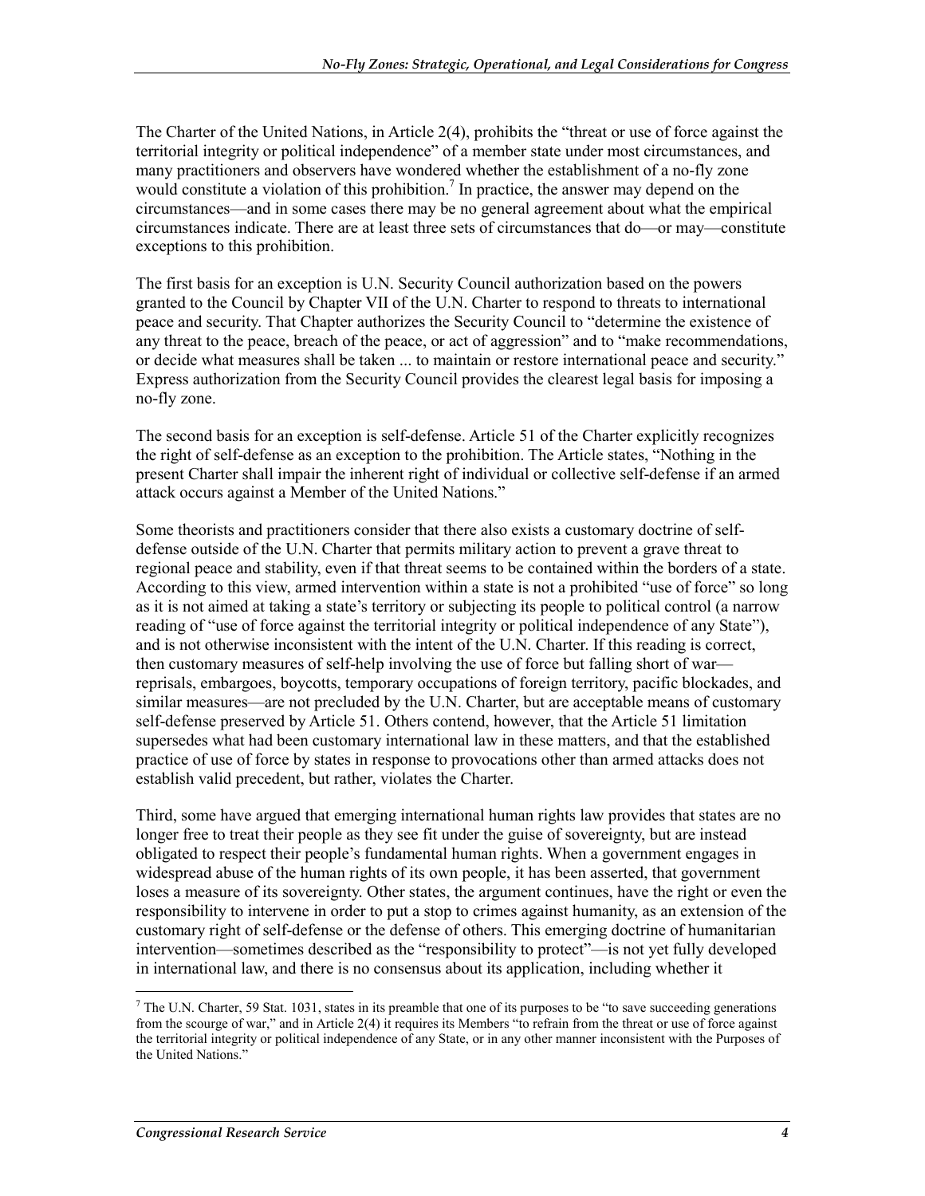The Charter of the United Nations, in Article 2(4), prohibits the "threat or use of force against the territorial integrity or political independence" of a member state under most circumstances, and many practitioners and observers have wondered whether the establishment of a no-fly zone would constitute a violation of this prohibition.[7] In practice, the answer may depend on the circumstances—and in some cases there may be no general agreement about what the empirical circumstances indicate. There are at least three sets of circumstances that do—or may—constitute exceptions to this prohibition.

The first basis for an exception is U.N. Security Council authorization based on the powers granted to the Council by Chapter VII of the U.N. Charter to respond to threats to international peace and security. That Chapter authorizes the Security Council to "determine the existence of any threat to the peace, breach of the peace, or act of aggression" and to "make recommendations, or decide what measures shall be taken ... to maintain or restore international peace and security." Express authorization from the Security Council provides the clearest legal basis for imposing a no-fly zone.

The second basis for an exception is self-defense. Article 51 of the Charter explicitly recognizes the right of self-defense as an exception to the prohibition. The Article states, "Nothing in the present Charter shall impair the inherent right of individual or collective self-defense if an armed attack occurs against a Member of the United Nations."

Some theorists and practitioners consider that there also exists a customary doctrine of self-defense outside of the U.N. Charter that permits military action to prevent a grave threat to regional peace and stability, even if that threat seems to be contained within the borders of a state. According to this view, armed intervention within a state is not a prohibited "use of force" so long as it is not aimed at taking a state's territory or subjecting its people to political control (a narrow reading of "use of force against the territorial integrity or political independence of any State"), and is not otherwise inconsistent with the intent of the U.N. Charter. If this reading is correct, then customary measures of self-help involving the use of force but falling short of war—reprisals, embargoes, boycotts, temporary occupations of foreign territory, pacific blockades, and similar measures—are not precluded by the U.N. Charter, but are acceptable means of customary self-defense preserved by Article 51. Others contend, however, that the Article 51 limitation supersedes what had been customary international law in these matters, and that the established practice of use of force by states in response to provocations other than armed attacks does not establish valid precedent, but rather, violates the Charter.

Third, some have argued that emerging international human rights law provides that states are no longer free to treat their people as they see fit under the guise of sovereignty, but are instead obligated to respect their people's fundamental human rights. When a government engages in widespread abuse of the human rights of its own people, it has been asserted, that government loses a measure of its sovereignty. Other states, the argument continues, have the right or even the responsibility to intervene in order to put a stop to crimes against humanity, as an extension of the customary right of self-defense or the defense of others. This emerging doctrine of humanitarian intervention—sometimes described as the "responsibility to protect"—is not yet fully developed in international law, and there is no consensus about its application, including whether it

[7] The U.N. Charter, 59 Stat. 1031, states in its preamble that one of its purposes to be "to save succeeding generations from the scourge of war," and in Article 2(4) it requires its Members "to refrain from the threat or use of force against the territorial integrity or political independence of any State, or in any other manner inconsistent with the Purposes of the United Nations."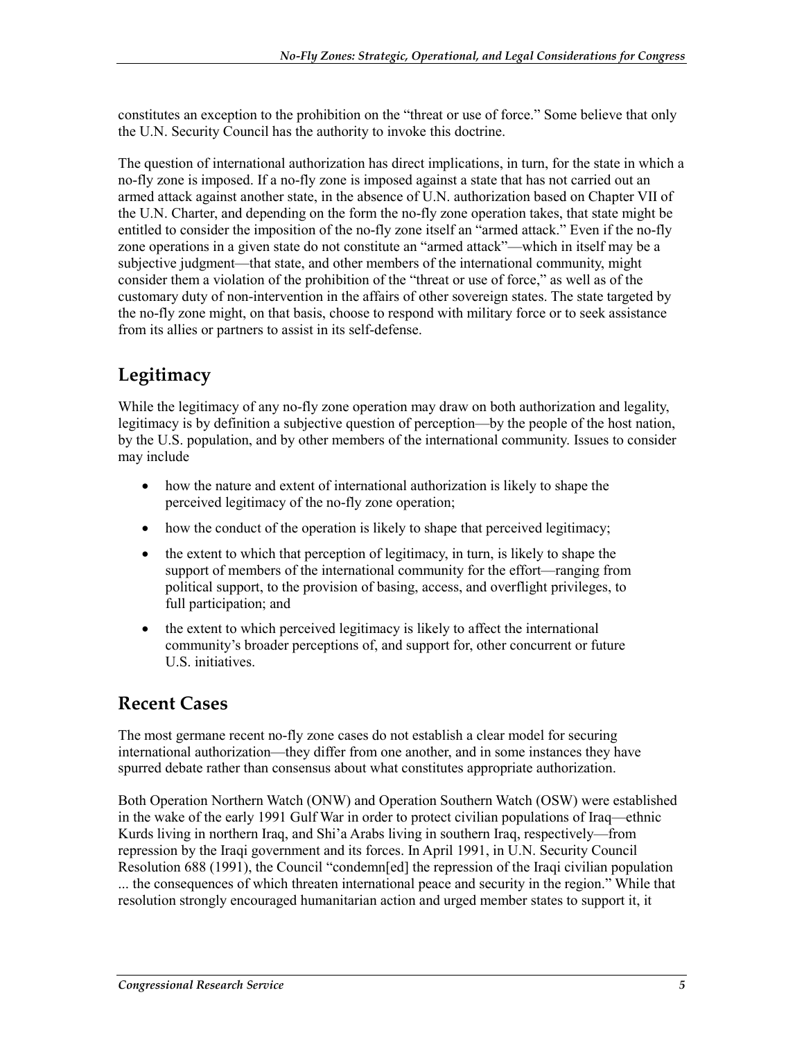constitutes an exception to the prohibition on the "threat or use of force." Some believe that only the U.N. Security Council has the authority to invoke this doctrine.

The question of international authorization has direct implications, in turn, for the state in which a no-fly zone is imposed. If a no-fly zone is imposed against a state that has not carried out an armed attack against another state, in the absence of U.N. authorization based on Chapter VII of the U.N. Charter, and depending on the form the no-fly zone operation takes, that state might be entitled to consider the imposition of the no-fly zone itself an "armed attack." Even if the no-fly zone operations in a given state do not constitute an "armed attack"—which in itself may be a subjective judgment—that state, and other members of the international community, might consider them a violation of the prohibition of the "threat or use of force," as well as of the customary duty of non-intervention in the affairs of other sovereign states. The state targeted by the no-fly zone might, on that basis, choose to respond with military force or to seek assistance from its allies or partners to assist in its self-defense.

## Legitimacy

While the legitimacy of any no-fly zone operation may draw on both authorization and legality, legitimacy is by definition a subjective question of perception—by the people of the host nation, by the U.S. population, and by other members of the international community. Issues to consider may include

- how the nature and extent of international authorization is likely to shape the perceived legitimacy of the no-fly zone operation;
- how the conduct of the operation is likely to shape that perceived legitimacy;
- the extent to which that perception of legitimacy, in turn, is likely to shape the support of members of the international community for the effort—ranging from political support, to the provision of basing, access, and overflight privileges, to full participation; and
- the extent to which perceived legitimacy is likely to affect the international community's broader perceptions of, and support for, other concurrent or future U.S. initiatives.

## Recent Cases

The most germane recent no-fly zone cases do not establish a clear model for securing international authorization—they differ from one another, and in some instances they have spurred debate rather than consensus about what constitutes appropriate authorization.

Both Operation Northern Watch (ONW) and Operation Southern Watch (OSW) were established in the wake of the early 1991 Gulf War in order to protect civilian populations of Iraq—ethnic Kurds living in northern Iraq, and Shi'a Arabs living in southern Iraq, respectively—from repression by the Iraqi government and its forces. In April 1991, in U.N. Security Council Resolution 688 (1991), the Council "condemn[ed] the repression of the Iraqi civilian population ... the consequences of which threaten international peace and security in the region." While that resolution strongly encouraged humanitarian action and urged member states to support it, it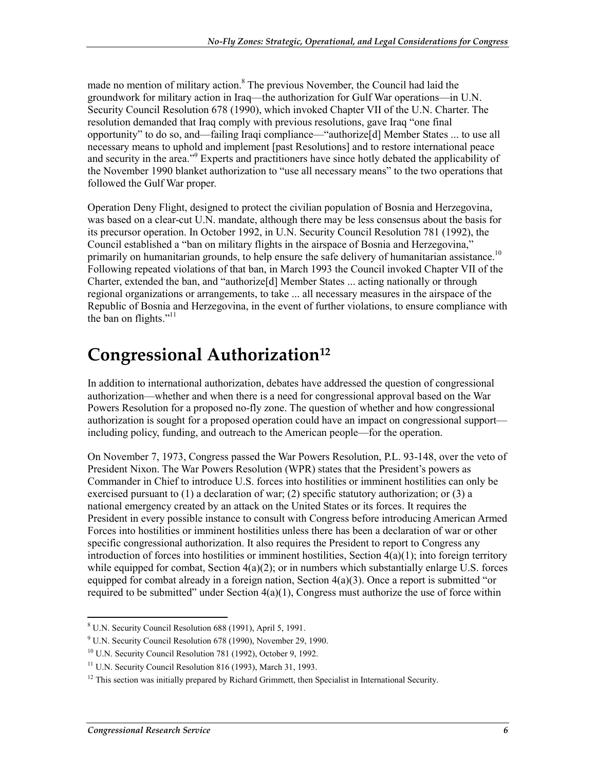made no mention of military action.[8] The previous November, the Council had laid the groundwork for military action in Iraq—the authorization for Gulf War operations—in U.N. Security Council Resolution 678 (1990), which invoked Chapter VII of the U.N. Charter. The resolution demanded that Iraq comply with previous resolutions, gave Iraq "one final opportunity" to do so, and—failing Iraqi compliance—"authorize[d] Member States ... to use all necessary means to uphold and implement [past Resolutions] and to restore international peace and security in the area."[9] Experts and practitioners have since hotly debated the applicability of the November 1990 blanket authorization to "use all necessary means" to the two operations that followed the Gulf War proper.

Operation Deny Flight, designed to protect the civilian population of Bosnia and Herzegovina, was based on a clear-cut U.N. mandate, although there may be less consensus about the basis for its precursor operation. In October 1992, in U.N. Security Council Resolution 781 (1992), the Council established a "ban on military flights in the airspace of Bosnia and Herzegovina," primarily on humanitarian grounds, to help ensure the safe delivery of humanitarian assistance.[10] Following repeated violations of that ban, in March 1993 the Council invoked Chapter VII of the Charter, extended the ban, and "authorize[d] Member States ... acting nationally or through regional organizations or arrangements, to take ... all necessary measures in the airspace of the Republic of Bosnia and Herzegovina, in the event of further violations, to ensure compliance with the ban on flights."[11]

# Congressional Authorization[12]

In addition to international authorization, debates have addressed the question of congressional authorization—whether and when there is a need for congressional approval based on the War Powers Resolution for a proposed no-fly zone. The question of whether and how congressional authorization is sought for a proposed operation could have an impact on congressional support—including policy, funding, and outreach to the American people—for the operation.

On November 7, 1973, Congress passed the War Powers Resolution, P.L. 93-148, over the veto of President Nixon. The War Powers Resolution (WPR) states that the President's powers as Commander in Chief to introduce U.S. forces into hostilities or imminent hostilities can only be exercised pursuant to (1) a declaration of war; (2) specific statutory authorization; or (3) a national emergency created by an attack on the United States or its forces. It requires the President in every possible instance to consult with Congress before introducing American Armed Forces into hostilities or imminent hostilities unless there has been a declaration of war or other specific congressional authorization. It also requires the President to report to Congress any introduction of forces into hostilities or imminent hostilities, Section 4(a)(1); into foreign territory while equipped for combat, Section 4(a)(2); or in numbers which substantially enlarge U.S. forces equipped for combat already in a foreign nation, Section 4(a)(3). Once a report is submitted "or required to be submitted" under Section 4(a)(1), Congress must authorize the use of force within

[8] U.N. Security Council Resolution 688 (1991), April 5, 1991.

[9] U.N. Security Council Resolution 678 (1990), November 29, 1990.

[10] U.N. Security Council Resolution 781 (1992), October 9, 1992.

[11] U.N. Security Council Resolution 816 (1993), March 31, 1993.

[12] This section was initially prepared by Richard Grimmett, then Specialist in International Security.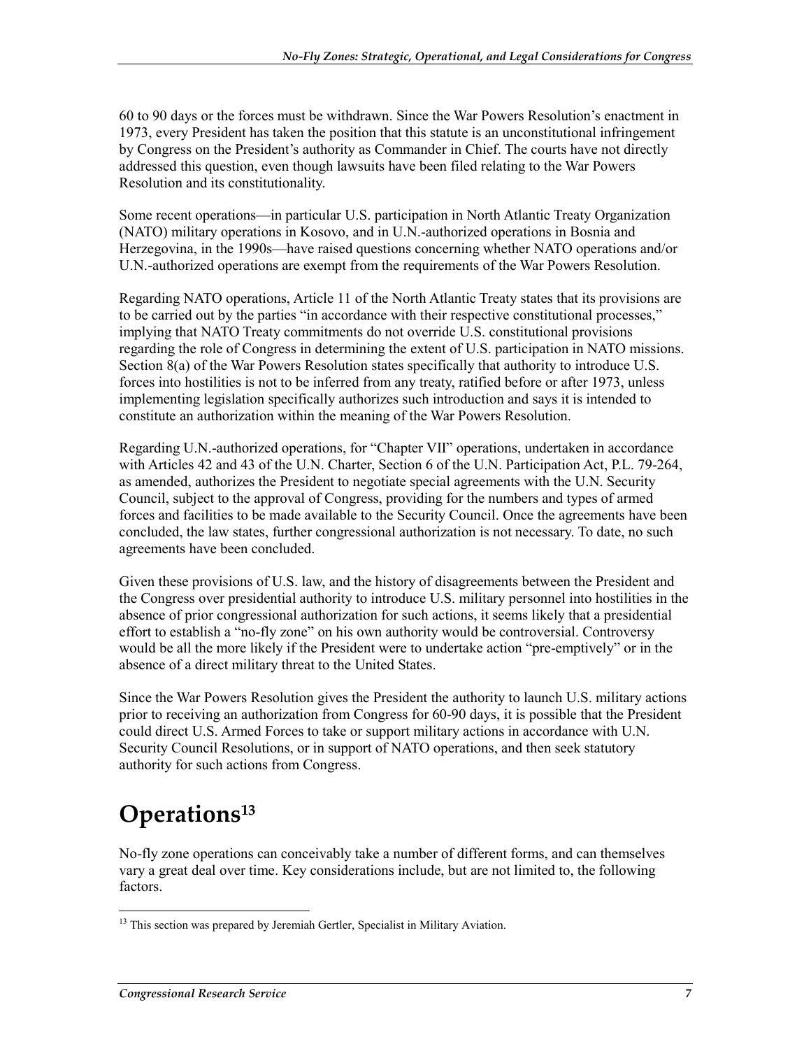60 to 90 days or the forces must be withdrawn. Since the War Powers Resolution's enactment in 1973, every President has taken the position that this statute is an unconstitutional infringement by Congress on the President's authority as Commander in Chief. The courts have not directly addressed this question, even though lawsuits have been filed relating to the War Powers Resolution and its constitutionality.

Some recent operations—in particular U.S. participation in North Atlantic Treaty Organization (NATO) military operations in Kosovo, and in U.N.-authorized operations in Bosnia and Herzegovina, in the 1990s—have raised questions concerning whether NATO operations and/or U.N.-authorized operations are exempt from the requirements of the War Powers Resolution.

Regarding NATO operations, Article 11 of the North Atlantic Treaty states that its provisions are to be carried out by the parties "in accordance with their respective constitutional processes," implying that NATO Treaty commitments do not override U.S. constitutional provisions regarding the role of Congress in determining the extent of U.S. participation in NATO missions. Section 8(a) of the War Powers Resolution states specifically that authority to introduce U.S. forces into hostilities is not to be inferred from any treaty, ratified before or after 1973, unless implementing legislation specifically authorizes such introduction and says it is intended to constitute an authorization within the meaning of the War Powers Resolution.

Regarding U.N.-authorized operations, for "Chapter VII" operations, undertaken in accordance with Articles 42 and 43 of the U.N. Charter, Section 6 of the U.N. Participation Act, P.L. 79-264, as amended, authorizes the President to negotiate special agreements with the U.N. Security Council, subject to the approval of Congress, providing for the numbers and types of armed forces and facilities to be made available to the Security Council. Once the agreements have been concluded, the law states, further congressional authorization is not necessary. To date, no such agreements have been concluded.

Given these provisions of U.S. law, and the history of disagreements between the President and the Congress over presidential authority to introduce U.S. military personnel into hostilities in the absence of prior congressional authorization for such actions, it seems likely that a presidential effort to establish a "no-fly zone" on his own authority would be controversial. Controversy would be all the more likely if the President were to undertake action "pre-emptively" or in the absence of a direct military threat to the United States.

Since the War Powers Resolution gives the President the authority to launch U.S. military actions prior to receiving an authorization from Congress for 60-90 days, it is possible that the President could direct U.S. Armed Forces to take or support military actions in accordance with U.N. Security Council Resolutions, or in support of NATO operations, and then seek statutory authority for such actions from Congress.

# Operations[13]

No-fly zone operations can conceivably take a number of different forms, and can themselves vary a great deal over time. Key considerations include, but are not limited to, the following factors.

[13] This section was prepared by Jeremiah Gertler, Specialist in Military Aviation.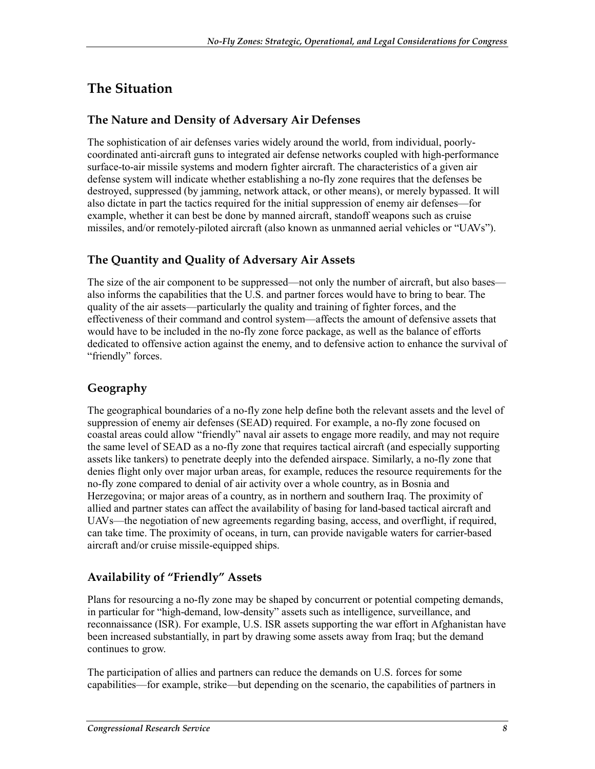## The Situation

### The Nature and Density of Adversary Air Defenses

The sophistication of air defenses varies widely around the world, from individual, poorly-coordinated anti-aircraft guns to integrated air defense networks coupled with high-performance surface-to-air missile systems and modern fighter aircraft. The characteristics of a given air defense system will indicate whether establishing a no-fly zone requires that the defenses be destroyed, suppressed (by jamming, network attack, or other means), or merely bypassed. It will also dictate in part the tactics required for the initial suppression of enemy air defenses—for example, whether it can best be done by manned aircraft, standoff weapons such as cruise missiles, and/or remotely-piloted aircraft (also known as unmanned aerial vehicles or "UAVs").

### The Quantity and Quality of Adversary Air Assets

The size of the air component to be suppressed—not only the number of aircraft, but also bases—also informs the capabilities that the U.S. and partner forces would have to bring to bear. The quality of the air assets—particularly the quality and training of fighter forces, and the effectiveness of their command and control system—affects the amount of defensive assets that would have to be included in the no-fly zone force package, as well as the balance of efforts dedicated to offensive action against the enemy, and to defensive action to enhance the survival of "friendly" forces.

## Geography

The geographical boundaries of a no-fly zone help define both the relevant assets and the level of suppression of enemy air defenses (SEAD) required. For example, a no-fly zone focused on coastal areas could allow "friendly" naval air assets to engage more readily, and may not require the same level of SEAD as a no-fly zone that requires tactical aircraft (and especially supporting assets like tankers) to penetrate deeply into the defended airspace. Similarly, a no-fly zone that denies flight only over major urban areas, for example, reduces the resource requirements for the no-fly zone compared to denial of air activity over a whole country, as in Bosnia and Herzegovina; or major areas of a country, as in northern and southern Iraq. The proximity of allied and partner states can affect the availability of basing for land-based tactical aircraft and UAVs—the negotiation of new agreements regarding basing, access, and overflight, if required, can take time. The proximity of oceans, in turn, can provide navigable waters for carrier-based aircraft and/or cruise missile-equipped ships.

## Availability of "Friendly" Assets

Plans for resourcing a no-fly zone may be shaped by concurrent or potential competing demands, in particular for "high-demand, low-density" assets such as intelligence, surveillance, and reconnaissance (ISR). For example, U.S. ISR assets supporting the war effort in Afghanistan have been increased substantially, in part by drawing some assets away from Iraq; but the demand continues to grow.

The participation of allies and partners can reduce the demands on U.S. forces for some capabilities—for example, strike—but depending on the scenario, the capabilities of partners in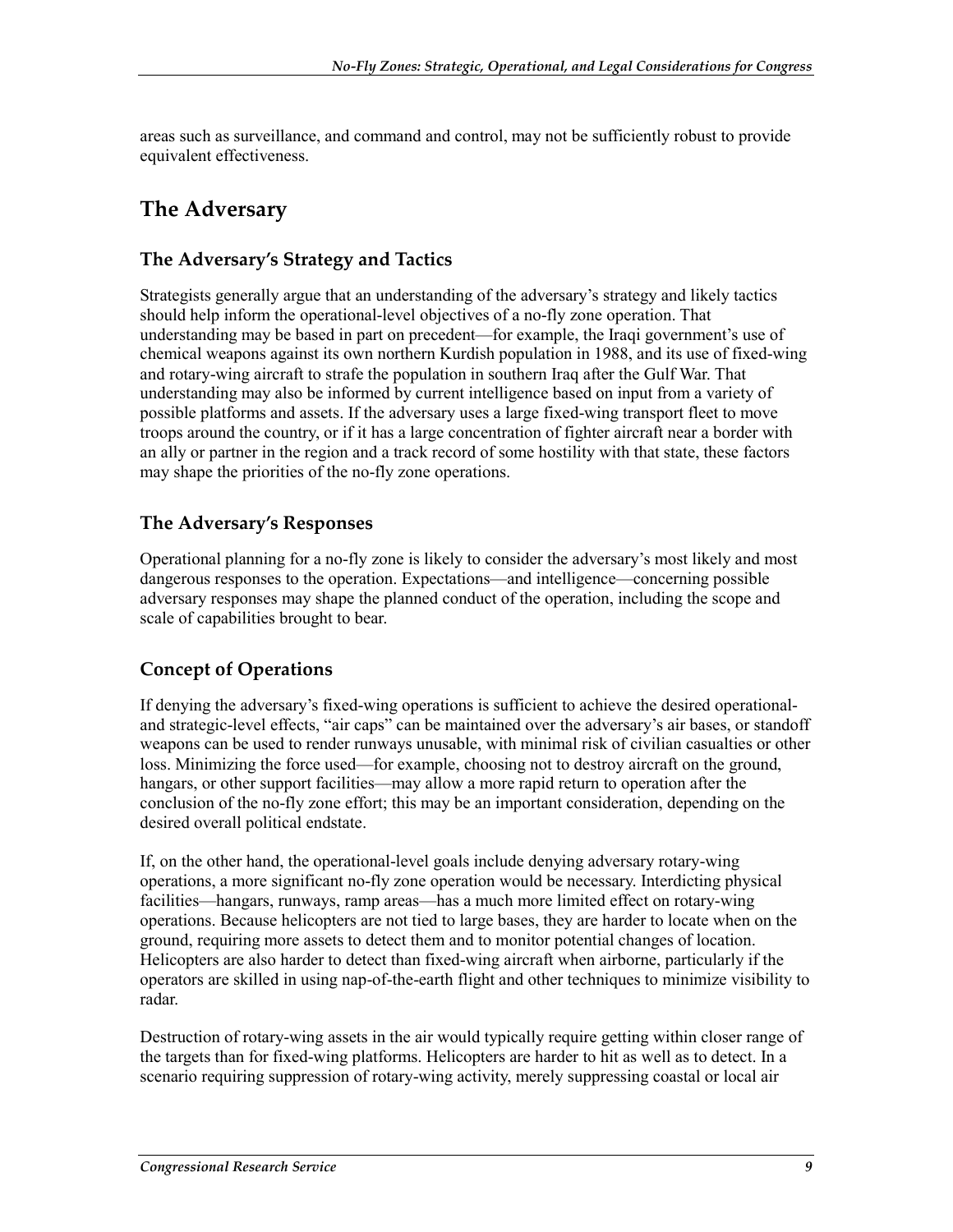areas such as surveillance, and command and control, may not be sufficiently robust to provide equivalent effectiveness.

## The Adversary

### The Adversary's Strategy and Tactics

Strategists generally argue that an understanding of the adversary's strategy and likely tactics should help inform the operational-level objectives of a no-fly zone operation. That understanding may be based in part on precedent—for example, the Iraqi government's use of chemical weapons against its own northern Kurdish population in 1988, and its use of fixed-wing and rotary-wing aircraft to strafe the population in southern Iraq after the Gulf War. That understanding may also be informed by current intelligence based on input from a variety of possible platforms and assets. If the adversary uses a large fixed-wing transport fleet to move troops around the country, or if it has a large concentration of fighter aircraft near a border with an ally or partner in the region and a track record of some hostility with that state, these factors may shape the priorities of the no-fly zone operations.

### The Adversary's Responses

Operational planning for a no-fly zone is likely to consider the adversary's most likely and most dangerous responses to the operation. Expectations—and intelligence—concerning possible adversary responses may shape the planned conduct of the operation, including the scope and scale of capabilities brought to bear.

### Concept of Operations

If denying the adversary's fixed-wing operations is sufficient to achieve the desired operational- and strategic-level effects, "air caps" can be maintained over the adversary's air bases, or standoff weapons can be used to render runways unusable, with minimal risk of civilian casualties or other loss. Minimizing the force used—for example, choosing not to destroy aircraft on the ground, hangars, or other support facilities—may allow a more rapid return to operation after the conclusion of the no-fly zone effort; this may be an important consideration, depending on the desired overall political endstate.

If, on the other hand, the operational-level goals include denying adversary rotary-wing operations, a more significant no-fly zone operation would be necessary. Interdicting physical facilities—hangars, runways, ramp areas—has a much more limited effect on rotary-wing operations. Because helicopters are not tied to large bases, they are harder to locate when on the ground, requiring more assets to detect them and to monitor potential changes of location. Helicopters are also harder to detect than fixed-wing aircraft when airborne, particularly if the operators are skilled in using nap-of-the-earth flight and other techniques to minimize visibility to radar.

Destruction of rotary-wing assets in the air would typically require getting within closer range of the targets than for fixed-wing platforms. Helicopters are harder to hit as well as to detect. In a scenario requiring suppression of rotary-wing activity, merely suppressing coastal or local air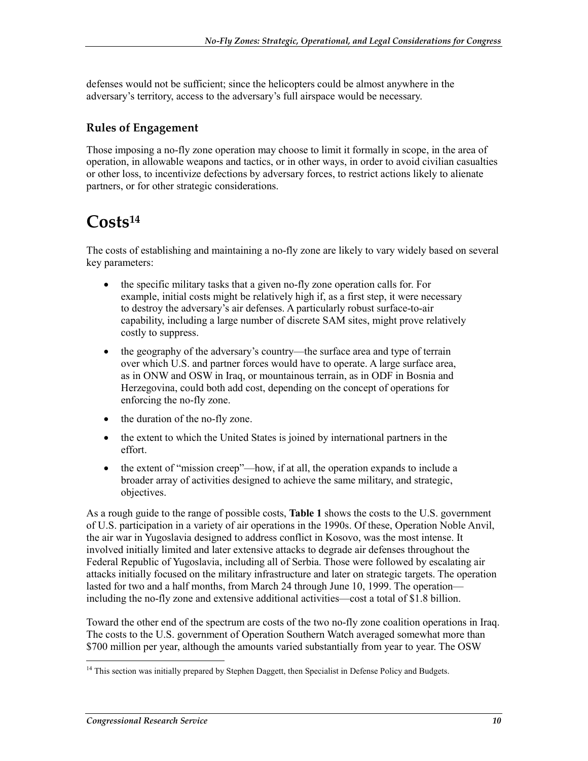defenses would not be sufficient; since the helicopters could be almost anywhere in the adversary's territory, access to the adversary's full airspace would be necessary.

### Rules of Engagement

Those imposing a no-fly zone operation may choose to limit it formally in scope, in the area of operation, in allowable weapons and tactics, or in other ways, in order to avoid civilian casualties or other loss, to incentivize defections by adversary forces, to restrict actions likely to alienate partners, or for other strategic considerations.

# Costs[14]

The costs of establishing and maintaining a no-fly zone are likely to vary widely based on several key parameters:

- the specific military tasks that a given no-fly zone operation calls for. For example, initial costs might be relatively high if, as a first step, it were necessary to destroy the adversary's air defenses. A particularly robust surface-to-air capability, including a large number of discrete SAM sites, might prove relatively costly to suppress.
- the geography of the adversary's country—the surface area and type of terrain over which U.S. and partner forces would have to operate. A large surface area, as in ONW and OSW in Iraq, or mountainous terrain, as in ODF in Bosnia and Herzegovina, could both add cost, depending on the concept of operations for enforcing the no-fly zone.
- the duration of the no-fly zone.
- the extent to which the United States is joined by international partners in the effort.
- the extent of "mission creep"—how, if at all, the operation expands to include a broader array of activities designed to achieve the same military, and strategic, objectives.

As a rough guide to the range of possible costs, **Table 1** shows the costs to the U.S. government of U.S. participation in a variety of air operations in the 1990s. Of these, Operation Noble Anvil, the air war in Yugoslavia designed to address conflict in Kosovo, was the most intense. It involved initially limited and later extensive attacks to degrade air defenses throughout the Federal Republic of Yugoslavia, including all of Serbia. Those were followed by escalating air attacks initially focused on the military infrastructure and later on strategic targets. The operation lasted for two and a half months, from March 24 through June 10, 1999. The operation—including the no-fly zone and extensive additional activities—cost a total of $1.8 billion.

Toward the other end of the spectrum are costs of the two no-fly zone coalition operations in Iraq. The costs to the U.S. government of Operation Southern Watch averaged somewhat more than $700 million per year, although the amounts varied substantially from year to year. The OSW

[14] This section was initially prepared by Stephen Daggett, then Specialist in Defense Policy and Budgets.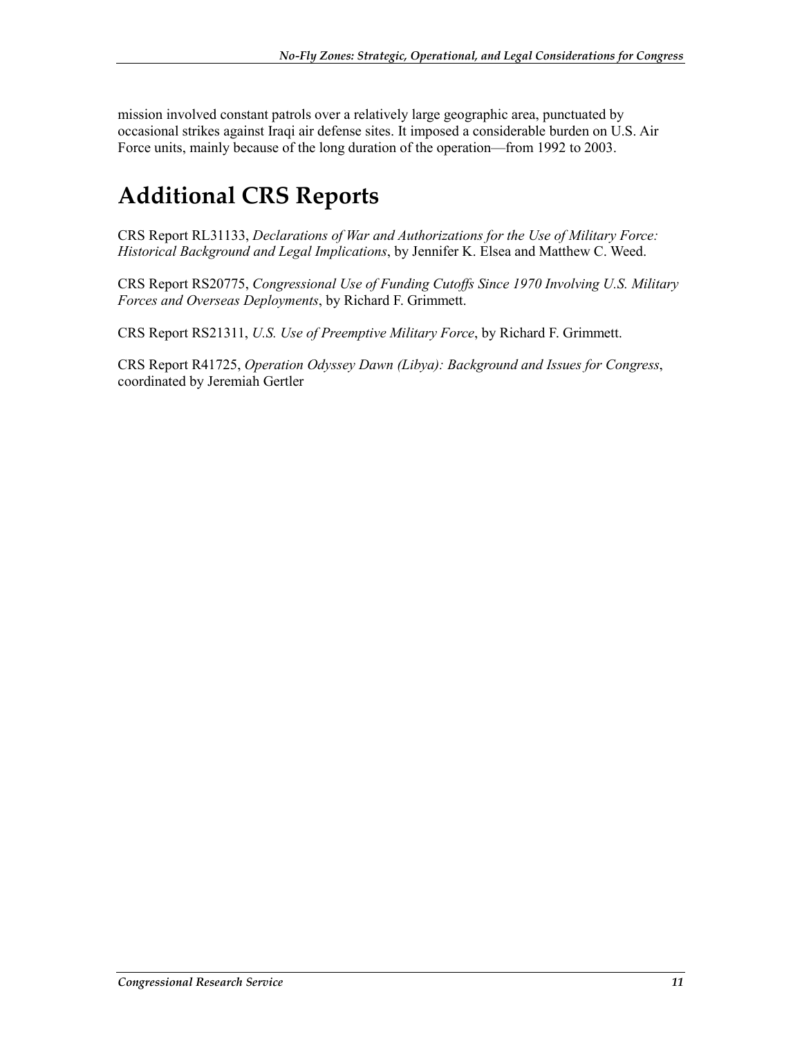mission involved constant patrols over a relatively large geographic area, punctuated by occasional strikes against Iraqi air defense sites. It imposed a considerable burden on U.S. Air Force units, mainly because of the long duration of the operation—from 1992 to 2003.

# Additional CRS Reports

CRS Report RL31133, *Declarations of War and Authorizations for the Use of Military Force: Historical Background and Legal Implications*, by Jennifer K. Elsea and Matthew C. Weed.

CRS Report RS20775, *Congressional Use of Funding Cutoffs Since 1970 Involving U.S. Military Forces and Overseas Deployments*, by Richard F. Grimmett.

CRS Report RS21311, *U.S. Use of Preemptive Military Force*, by Richard F. Grimmett.

CRS Report R41725, *Operation Odyssey Dawn (Libya): Background and Issues for Congress*, coordinated by Jeremiah Gertler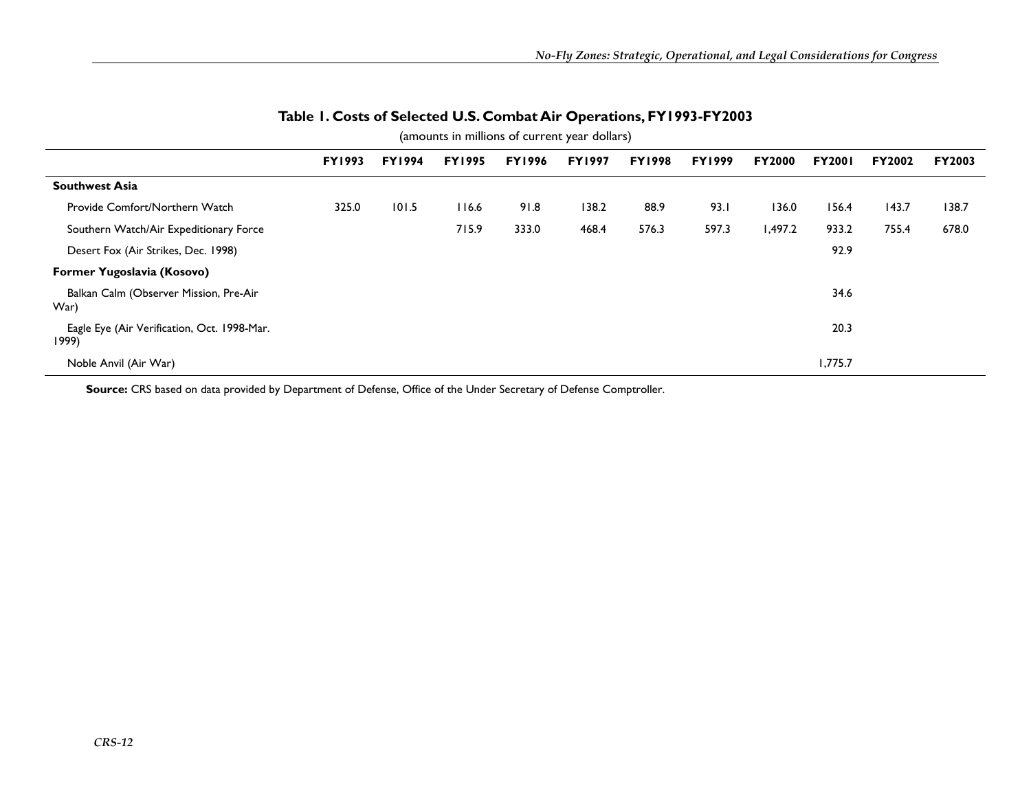**Table 1. Costs of Selected U.S. Combat Air Operations, FY1993-FY2003**

(amounts in millions of current year dollars)

| | FY1993 | FY1994 | FY1995 | FY1996 | FY1997 | FY1998 | FY1999 | FY2000 | FY2001 | FY2002 | FY2003 |
|---|---|---|---|---|---|---|---|---|---|---|---|
| **Southwest Asia** | | | | | | | | | | | |
| Provide Comfort/Northern Watch | 325.0 | 101.5 | 116.6 | 91.8 | 138.2 | 88.9 | 93.1 | 136.0 | 156.4 | 143.7 | 138.7 |
| Southern Watch/Air Expeditionary Force | | | 715.9 | 333.0 | 468.4 | 576.3 | 597.3 | 1,497.2 | 933.2 | 755.4 | 678.0 |
| Desert Fox (Air Strikes, Dec. 1998) | | | | | | | | | 92.9 | | |
| **Former Yugoslavia (Kosovo)** | | | | | | | | | | | |
| Balkan Calm (Observer Mission, Pre-Air War) | | | | | | | | | 34.6 | | |
| Eagle Eye (Air Verification, Oct. 1998-Mar. 1999) | | | | | | | | | 20.3 | | |
| Noble Anvil (Air War) | | | | | | | | | 1,775.7 | | |

**Source:** CRS based on data provided by Department of Defense, Office of the Under Secretary of Defense Comptroller.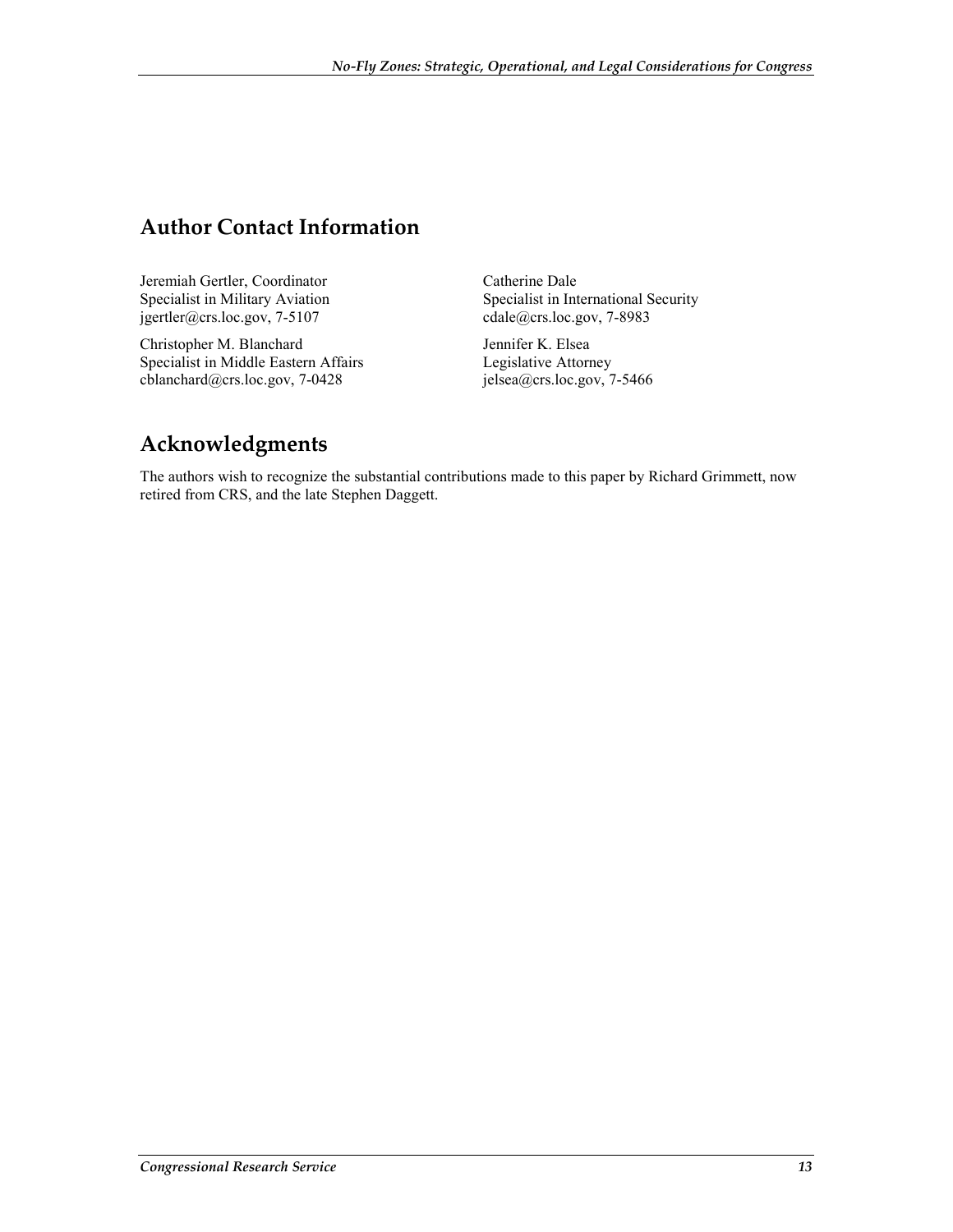## Author Contact Information

Jeremiah Gertler, Coordinator
Specialist in Military Aviation
jgertler@crs.loc.gov, 7-5107

Christopher M. Blanchard
Specialist in Middle Eastern Affairs
cblanchard@crs.loc.gov, 7-0428

Catherine Dale
Specialist in International Security
cdale@crs.loc.gov, 7-8983

Jennifer K. Elsea
Legislative Attorney
jelsea@crs.loc.gov, 7-5466

## Acknowledgments

The authors wish to recognize the substantial contributions made to this paper by Richard Grimmett, now retired from CRS, and the late Stephen Daggett.